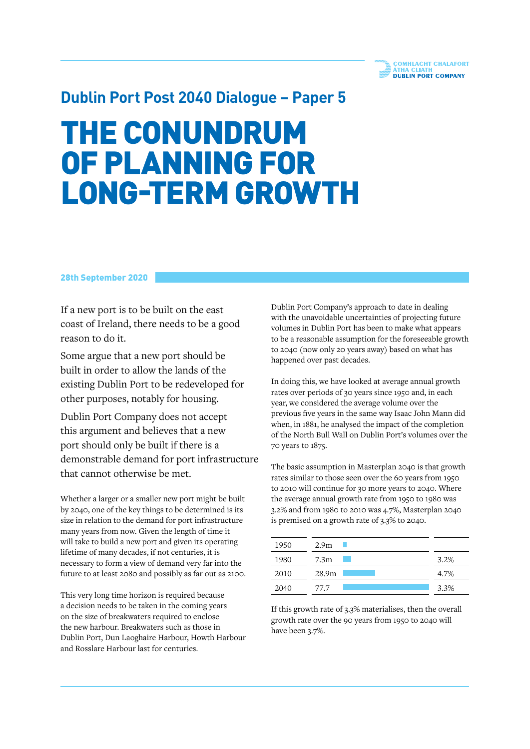COMHLACHT CHALAFORT ÁTHA CLIATH
DUBLIN PORT COMPANY

## Dublin Port Post 2040 Dialogue – Paper 5

# THE CONUNDRUM OF PLANNING FOR LONG-TERM GROWTH

**28th September 2020**

If a new port is to be built on the east coast of Ireland, there needs to be a good reason to do it.

Some argue that a new port should be built in order to allow the lands of the existing Dublin Port to be redeveloped for other purposes, notably for housing.

Dublin Port Company does not accept this argument and believes that a new port should only be built if there is a demonstrable demand for port infrastructure that cannot otherwise be met.

Whether a larger or a smaller new port might be built by 2040, one of the key things to be determined is its size in relation to the demand for port infrastructure many years from now. Given the length of time it will take to build a new port and given its operating lifetime of many decades, if not centuries, it is necessary to form a view of demand very far into the future to at least 2080 and possibly as far out as 2100.

This very long time horizon is required because a decision needs to be taken in the coming years on the size of breakwaters required to enclose the new harbour. Breakwaters such as those in Dublin Port, Dun Laoghaire Harbour, Howth Harbour and Rosslare Harbour last for centuries.

Dublin Port Company's approach to date in dealing with the unavoidable uncertainties of projecting future volumes in Dublin Port has been to make what appears to be a reasonable assumption for the foreseeable growth to 2040 (now only 20 years away) based on what has happened over past decades.

In doing this, we have looked at average annual growth rates over periods of 30 years since 1950 and, in each year, we considered the average volume over the previous five years in the same way Isaac John Mann did when, in 1881, he analysed the impact of the completion of the North Bull Wall on Dublin Port's volumes over the 70 years to 1875.

The basic assumption in Masterplan 2040 is that growth rates similar to those seen over the 60 years from 1950 to 2010 will continue for 30 more years to 2040. Where the average annual growth rate from 1950 to 1980 was 3.2% and from 1980 to 2010 was 4.7%, Masterplan 2040 is premised on a growth rate of 3.3% to 2040.

| | | |
|---|---|---|
| 1950 | 2.9m | |
| 1980 | 7.3m | 3.2% |
| 2010 | 28.9m | 4.7% |
| 2040 | 77.7 | 3.3% |

If this growth rate of 3.3% materialises, then the overall growth rate over the 90 years from 1950 to 2040 will have been 3.7%.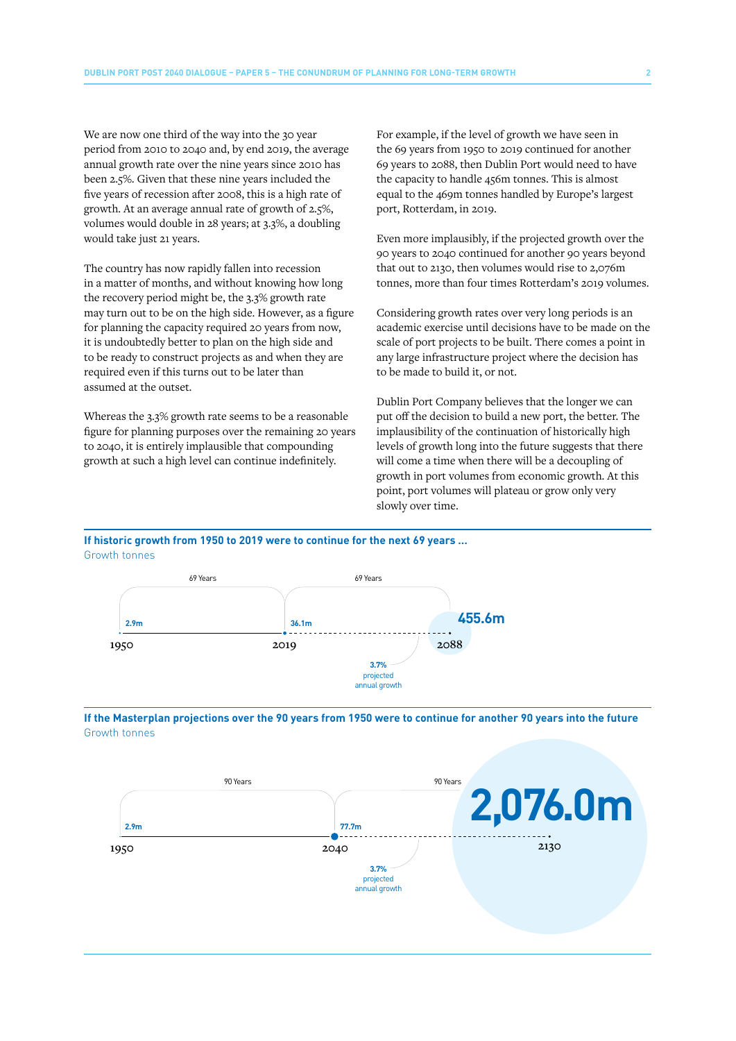We are now one third of the way into the 30 year period from 2010 to 2040 and, by end 2019, the average annual growth rate over the nine years since 2010 has been 2.5%. Given that these nine years included the five years of recession after 2008, this is a high rate of growth. At an average annual rate of growth of 2.5%, volumes would double in 28 years; at 3.3%, a doubling would take just 21 years.

The country has now rapidly fallen into recession in a matter of months, and without knowing how long the recovery period might be, the 3.3% growth rate may turn out to be on the high side. However, as a figure for planning the capacity required 20 years from now, it is undoubtedly better to plan on the high side and to be ready to construct projects as and when they are required even if this turns out to be later than assumed at the outset.

Whereas the 3.3% growth rate seems to be a reasonable figure for planning purposes over the remaining 20 years to 2040, it is entirely implausible that compounding growth at such a high level can continue indefinitely.

For example, if the level of growth we have seen in the 69 years from 1950 to 2019 continued for another 69 years to 2088, then Dublin Port would need to have the capacity to handle 456m tonnes. This is almost equal to the 469m tonnes handled by Europe's largest port, Rotterdam, in 2019.

Even more implausibly, if the projected growth over the 90 years to 2040 continued for another 90 years beyond that out to 2130, then volumes would rise to 2,076m tonnes, more than four times Rotterdam's 2019 volumes.

Considering growth rates over very long periods is an academic exercise until decisions have to be made on the scale of port projects to be built. There comes a point in any large infrastructure project where the decision has to be made to build it, or not.

Dublin Port Company believes that the longer we can put off the decision to build a new port, the better. The implausibility of the continuation of historically high levels of growth long into the future suggests that there will come a time when there will be a decoupling of growth in port volumes from economic growth. At this point, port volumes will plateau or grow only very slowly over time.

**If historic growth from 1950 to 2019 were to continue for the next 69 years ...**
Growth tonnes

| Year | 1950 | 2019 | 2088 |
|---|---|---|---|
| Tonnes | 2.9m | 36.1m | 455.6m |

69 Years (1950–2019); 69 Years (2019–2088); 3.7% projected annual growth

**If the Masterplan projections over the 90 years from 1950 were to continue for another 90 years into the future**
Growth tonnes

| Year | 1950 | 2040 | 2130 |
|---|---|---|---|
| Tonnes | 2.9m | 77.7m | 2,076.0m |

90 Years (1950–2040); 90 Years (2040–2130); 3.7% projected annual growth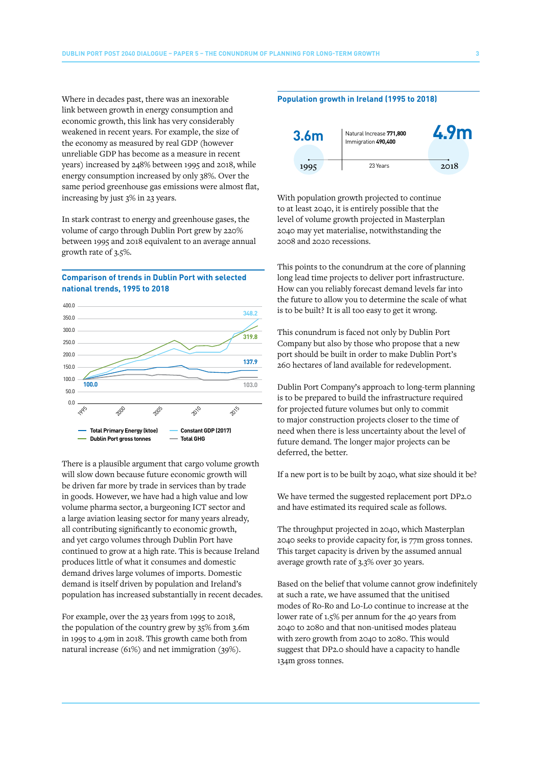Where in decades past, there was an inexorable link between growth in energy consumption and economic growth, this link has very considerably weakened in recent years. For example, the size of the economy as measured by real GDP (however unreliable GDP has become as a measure in recent years) increased by 248% between 1995 and 2018, while energy consumption increased by only 38%. Over the same period greenhouse gas emissions were almost flat, increasing by just 3% in 23 years.

In stark contrast to energy and greenhouse gases, the volume of cargo through Dublin Port grew by 220% between 1995 and 2018 equivalent to an average annual growth rate of 3.5%.

### Comparison of trends in Dublin Port with selected national trends, 1995 to 2018

Chart values (1995 = 100.0): Constant GDP (2017) 348.2; Dublin Port gross tonnes 319.8; Total Primary Energy (ktoe) 137.9; Total GHG 103.0.

Legend: Total Primary Energy (ktoe); Constant GDP (2017); Dublin Port gross tonnes; Total GHG

There is a plausible argument that cargo volume growth will slow down because future economic growth will be driven far more by trade in services than by trade in goods. However, we have had a high value and low volume pharma sector, a burgeoning ICT sector and a large aviation leasing sector for many years already, all contributing significantly to economic growth, and yet cargo volumes through Dublin Port have continued to grow at a high rate. This is because Ireland produces little of what it consumes and domestic demand drives large volumes of imports. Domestic demand is itself driven by population and Ireland's population has increased substantially in recent decades.

For example, over the 23 years from 1995 to 2018, the population of the country grew by 35% from 3.6m in 1995 to 4.9m in 2018. This growth came both from natural increase (61%) and net immigration (39%).

### Population growth in Ireland (1995 to 2018)

3.6m (1995) — 23 Years — 4.9m (2018)

Natural Increase **771,800**
Immigration **490,400**

With population growth projected to continue to at least 2040, it is entirely possible that the level of volume growth projected in Masterplan 2040 may yet materialise, notwithstanding the 2008 and 2020 recessions.

This points to the conundrum at the core of planning long lead time projects to deliver port infrastructure. How can you reliably forecast demand levels far into the future to allow you to determine the scale of what is to be built? It is all too easy to get it wrong.

This conundrum is faced not only by Dublin Port Company but also by those who propose that a new port should be built in order to make Dublin Port's 260 hectares of land available for redevelopment.

Dublin Port Company's approach to long-term planning is to be prepared to build the infrastructure required for projected future volumes but only to commit to major construction projects closer to the time of need when there is less uncertainty about the level of future demand. The longer major projects can be deferred, the better.

If a new port is to be built by 2040, what size should it be?

We have termed the suggested replacement port DP2.0 and have estimated its required scale as follows.

The throughput projected in 2040, which Masterplan 2040 seeks to provide capacity for, is 77m gross tonnes. This target capacity is driven by the assumed annual average growth rate of 3.3% over 30 years.

Based on the belief that volume cannot grow indefinitely at such a rate, we have assumed that the unitised modes of Ro-Ro and Lo-Lo continue to increase at the lower rate of 1.5% per annum for the 40 years from 2040 to 2080 and that non-unitised modes plateau with zero growth from 2040 to 2080. This would suggest that DP2.0 should have a capacity to handle 134m gross tonnes.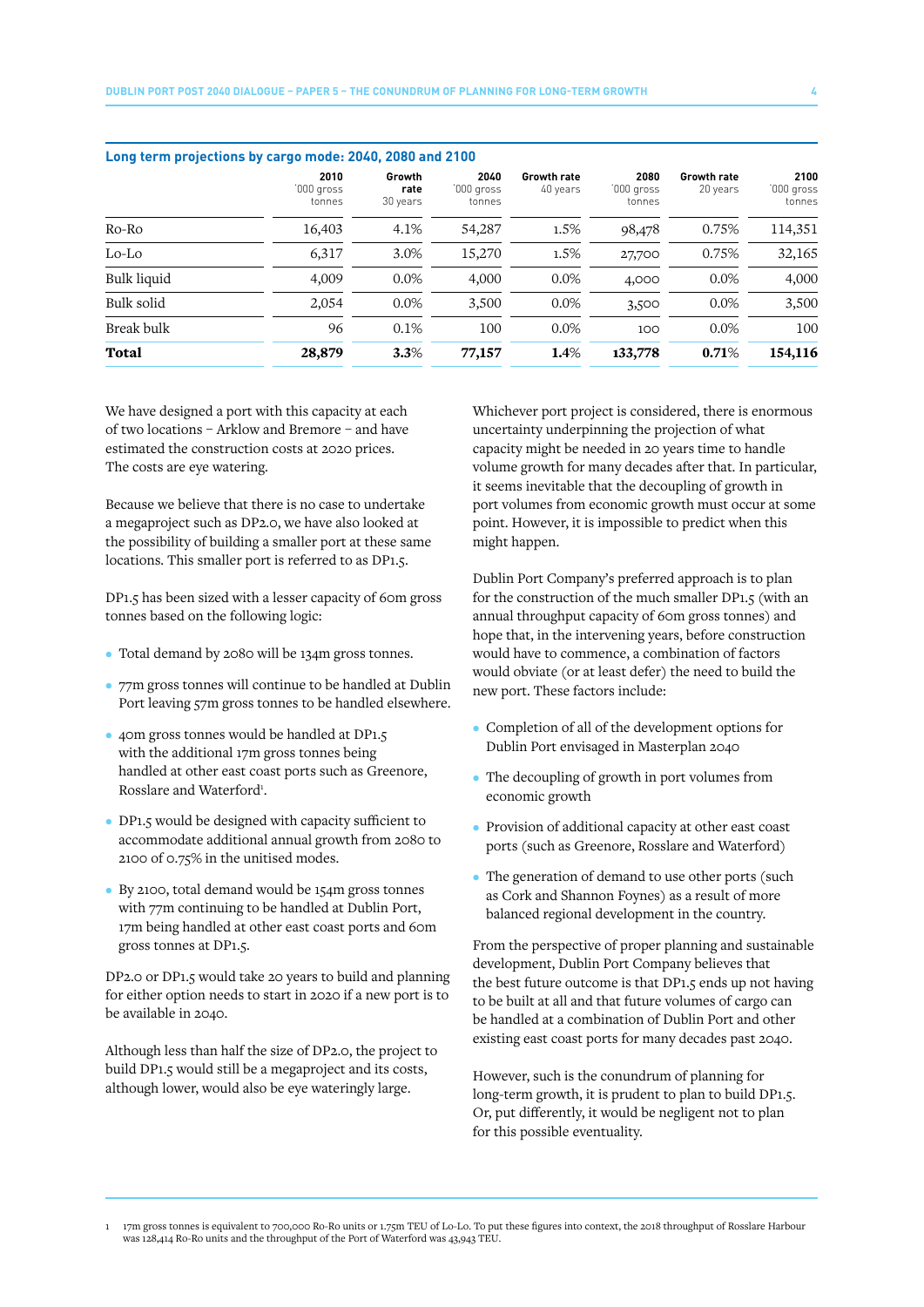### Long term projections by cargo mode: 2040, 2080 and 2100

| | 2010 '000 gross tonnes | Growth rate 30 years | 2040 '000 gross tonnes | Growth rate 40 years | 2080 '000 gross tonnes | Growth rate 20 years | 2100 '000 gross tonnes |
|---|---|---|---|---|---|---|---|
| Ro-Ro | 16,403 | 4.1% | 54,287 | 1.5% | 98,478 | 0.75% | 114,351 |
| Lo-Lo | 6,317 | 3.0% | 15,270 | 1.5% | 27,700 | 0.75% | 32,165 |
| Bulk liquid | 4,009 | 0.0% | 4,000 | 0.0% | 4,000 | 0.0% | 4,000 |
| Bulk solid | 2,054 | 0.0% | 3,500 | 0.0% | 3,500 | 0.0% | 3,500 |
| Break bulk | 96 | 0.1% | 100 | 0.0% | 100 | 0.0% | 100 |
| **Total** | **28,879** | **3.3%** | **77,157** | **1.4%** | **133,778** | **0.71%** | **154,116** |

We have designed a port with this capacity at each of two locations – Arklow and Bremore – and have estimated the construction costs at 2020 prices. The costs are eye watering.

Because we believe that there is no case to undertake a megaproject such as DP2.0, we have also looked at the possibility of building a smaller port at these same locations. This smaller port is referred to as DP1.5.

DP1.5 has been sized with a lesser capacity of 60m gross tonnes based on the following logic:

- Total demand by 2080 will be 134m gross tonnes.
- 77m gross tonnes will continue to be handled at Dublin Port leaving 57m gross tonnes to be handled elsewhere.
- 40m gross tonnes would be handled at DP1.5 with the additional 17m gross tonnes being handled at other east coast ports such as Greenore, Rosslare and Waterford[1].
- DP1.5 would be designed with capacity sufficient to accommodate additional annual growth from 2080 to 2100 of 0.75% in the unitised modes.
- By 2100, total demand would be 154m gross tonnes with 77m continuing to be handled at Dublin Port, 17m being handled at other east coast ports and 60m gross tonnes at DP1.5.

DP2.0 or DP1.5 would take 20 years to build and planning for either option needs to start in 2020 if a new port is to be available in 2040.

Although less than half the size of DP2.0, the project to build DP1.5 would still be a megaproject and its costs, although lower, would also be eye wateringly large.

Whichever port project is considered, there is enormous uncertainty underpinning the projection of what capacity might be needed in 20 years time to handle volume growth for many decades after that. In particular, it seems inevitable that the decoupling of growth in port volumes from economic growth must occur at some point. However, it is impossible to predict when this might happen.

Dublin Port Company's preferred approach is to plan for the construction of the much smaller DP1.5 (with an annual throughput capacity of 60m gross tonnes) and hope that, in the intervening years, before construction would have to commence, a combination of factors would obviate (or at least defer) the need to build the new port. These factors include:

- Completion of all of the development options for Dublin Port envisaged in Masterplan 2040
- The decoupling of growth in port volumes from economic growth
- Provision of additional capacity at other east coast ports (such as Greenore, Rosslare and Waterford)
- The generation of demand to use other ports (such as Cork and Shannon Foynes) as a result of more balanced regional development in the country.

From the perspective of proper planning and sustainable development, Dublin Port Company believes that the best future outcome is that DP1.5 ends up not having to be built at all and that future volumes of cargo can be handled at a combination of Dublin Port and other existing east coast ports for many decades past 2040.

However, such is the conundrum of planning for long-term growth, it is prudent to plan to build DP1.5. Or, put differently, it would be negligent not to plan for this possible eventuality.

---

1 17m gross tonnes is equivalent to 700,000 Ro-Ro units or 1.75m TEU of Lo-Lo. To put these figures into context, the 2018 throughput of Rosslare Harbour was 128,414 Ro-Ro units and the throughput of the Port of Waterford was 43,943 TEU.